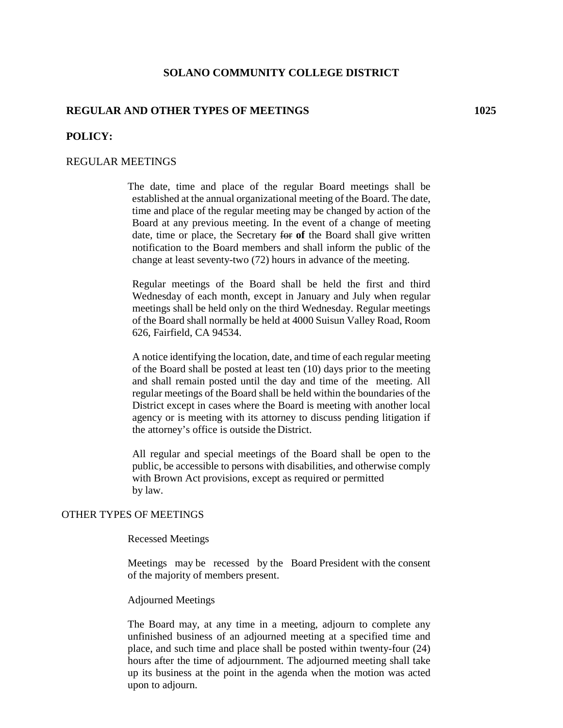# SOLANO COMMUNITY COLLEGE DISTRICT

## REGULAR AND OTHER TYPES OF MEETINGS 1025

**POLICY:**

REGULAR MEETINGS

The date, time and place of the regular Board meetings shall be established at the annual organizational meeting of the Board. The date, time and place of the regular meeting may be changed by action of the Board at any previous meeting. In the event of a change of meeting date, time or place, the Secretary ~~for~~ **of** the Board shall give written notification to the Board members and shall inform the public of the change at least seventy-two (72) hours in advance of the meeting.

Regular meetings of the Board shall be held the first and third Wednesday of each month, except in January and July when regular meetings shall be held only on the third Wednesday. Regular meetings of the Board shall normally be held at 4000 Suisun Valley Road, Room 626, Fairfield, CA 94534.

A notice identifying the location, date, and time of each regular meeting of the Board shall be posted at least ten (10) days prior to the meeting and shall remain posted until the day and time of the meeting. All regular meetings of the Board shall be held within the boundaries of the District except in cases where the Board is meeting with another local agency or is meeting with its attorney to discuss pending litigation if the attorney's office is outside the District.

All regular and special meetings of the Board shall be open to the public, be accessible to persons with disabilities, and otherwise comply with Brown Act provisions, except as required or permitted by law.

OTHER TYPES OF MEETINGS

Recessed Meetings

Meetings may be recessed by the Board President with the consent of the majority of members present.

Adjourned Meetings

The Board may, at any time in a meeting, adjourn to complete any unfinished business of an adjourned meeting at a specified time and place, and such time and place shall be posted within twenty-four (24) hours after the time of adjournment. The adjourned meeting shall take up its business at the point in the agenda when the motion was acted upon to adjourn.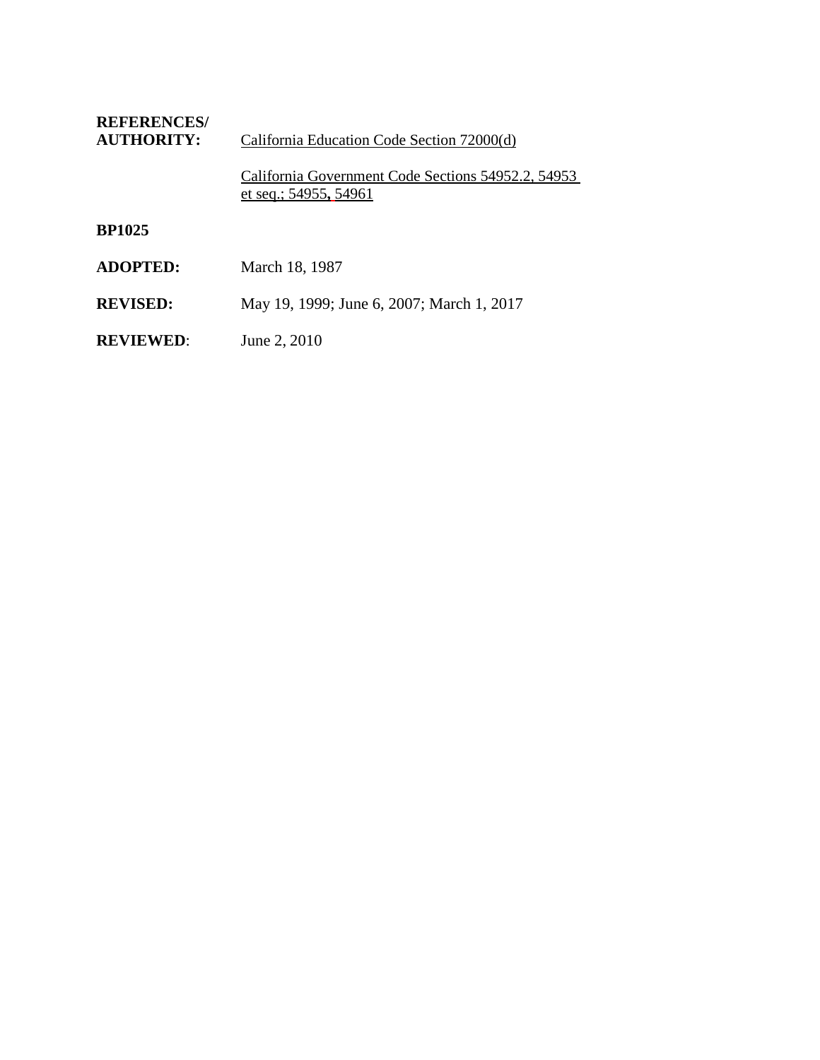**REFERENCES/ AUTHORITY:** California Education Code Section 72000(d)

California Government Code Sections 54952.2, 54953 et seq.; 54955, 54961

**BP1025**

**ADOPTED:** March 18, 1987

**REVISED:** May 19, 1999; June 6, 2007; March 1, 2017

**REVIEWED**: June 2, 2010